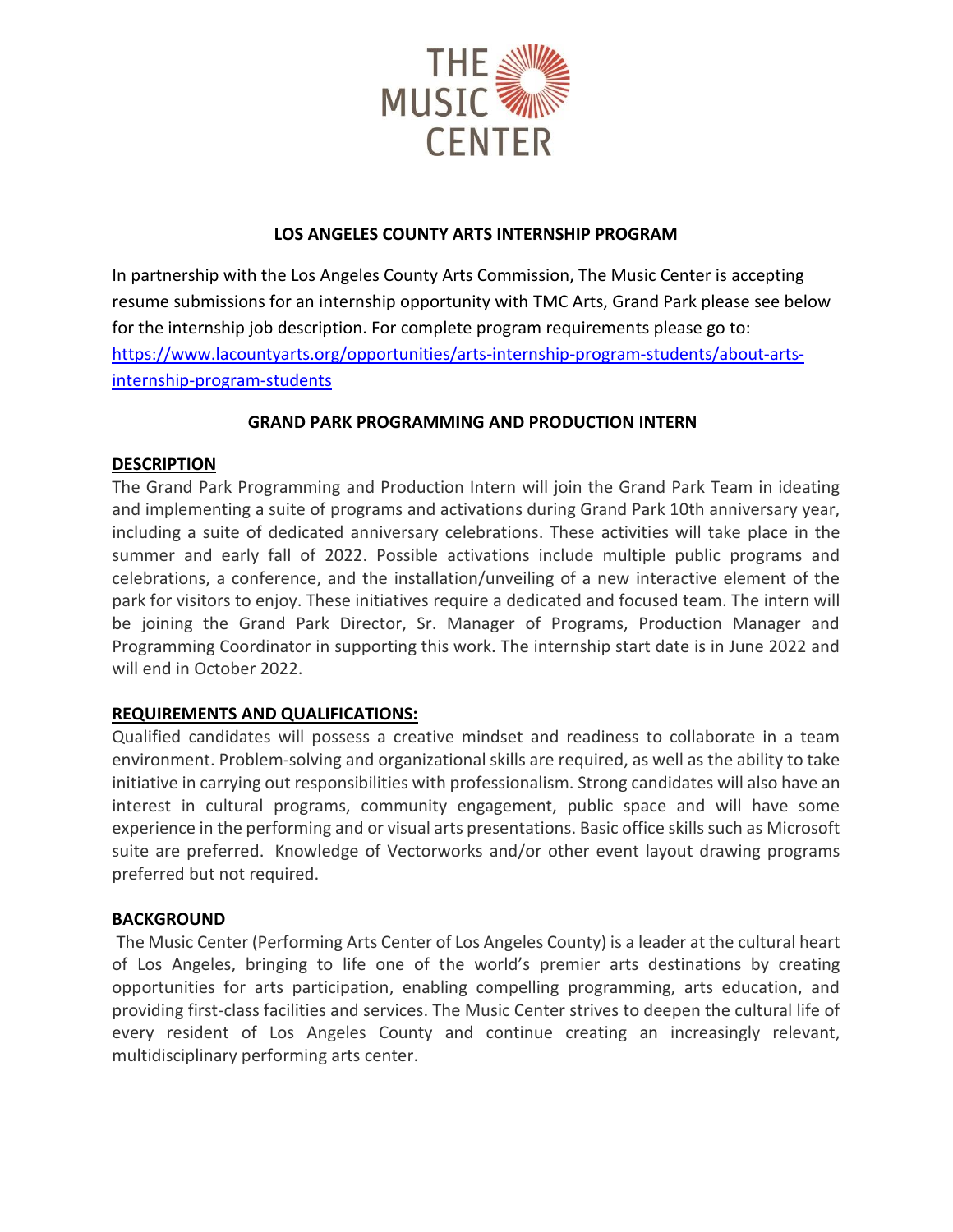THE MUSIC CENTER

## LOS ANGELES COUNTY ARTS INTERNSHIP PROGRAM

In partnership with the Los Angeles County Arts Commission, The Music Center is accepting resume submissions for an internship opportunity with TMC Arts, Grand Park please see below for the internship job description. For complete program requirements please go to: [https://www.lacountyarts.org/opportunities/arts-internship-program-students/about-arts-internship-program-students](https://www.lacountyarts.org/opportunities/arts-internship-program-students/about-arts-internship-program-students)

## GRAND PARK PROGRAMMING AND PRODUCTION INTERN

### DESCRIPTION

The Grand Park Programming and Production Intern will join the Grand Park Team in ideating and implementing a suite of programs and activations during Grand Park 10th anniversary year, including a suite of dedicated anniversary celebrations. These activities will take place in the summer and early fall of 2022. Possible activations include multiple public programs and celebrations, a conference, and the installation/unveiling of a new interactive element of the park for visitors to enjoy. These initiatives require a dedicated and focused team. The intern will be joining the Grand Park Director, Sr. Manager of Programs, Production Manager and Programming Coordinator in supporting this work. The internship start date is in June 2022 and will end in October 2022.

### REQUIREMENTS AND QUALIFICATIONS:

Qualified candidates will possess a creative mindset and readiness to collaborate in a team environment. Problem-solving and organizational skills are required, as well as the ability to take initiative in carrying out responsibilities with professionalism. Strong candidates will also have an interest in cultural programs, community engagement, public space and will have some experience in the performing and or visual arts presentations. Basic office skills such as Microsoft suite are preferred. Knowledge of Vectorworks and/or other event layout drawing programs preferred but not required.

### BACKGROUND

The Music Center (Performing Arts Center of Los Angeles County) is a leader at the cultural heart of Los Angeles, bringing to life one of the world's premier arts destinations by creating opportunities for arts participation, enabling compelling programming, arts education, and providing first-class facilities and services. The Music Center strives to deepen the cultural life of every resident of Los Angeles County and continue creating an increasingly relevant, multidisciplinary performing arts center.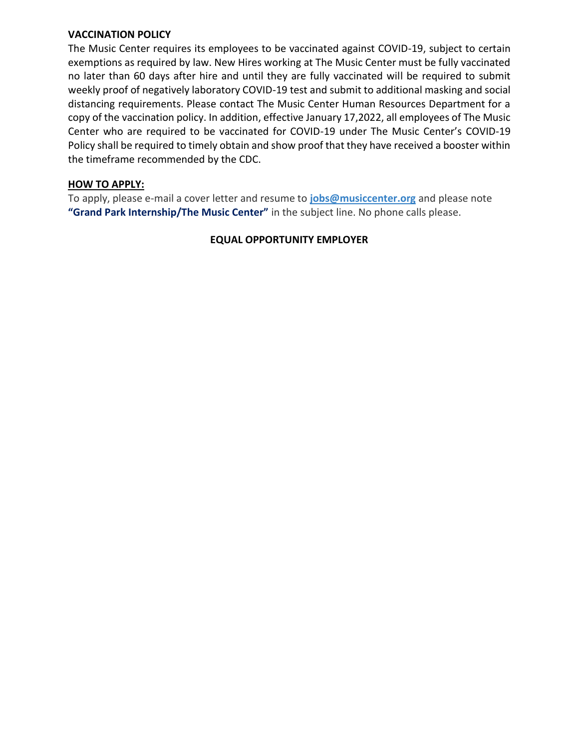**VACCINATION POLICY**

The Music Center requires its employees to be vaccinated against COVID-19, subject to certain exemptions as required by law. New Hires working at The Music Center must be fully vaccinated no later than 60 days after hire and until they are fully vaccinated will be required to submit weekly proof of negatively laboratory COVID-19 test and submit to additional masking and social distancing requirements. Please contact The Music Center Human Resources Department for a copy of the vaccination policy. In addition, effective January 17,2022, all employees of The Music Center who are required to be vaccinated for COVID-19 under The Music Center's COVID-19 Policy shall be required to timely obtain and show proof that they have received a booster within the timeframe recommended by the CDC.

**HOW TO APPLY:**

To apply, please e-mail a cover letter and resume to **jobs@musiccenter.org** and please note **"Grand Park Internship/The Music Center"** in the subject line. No phone calls please.

**EQUAL OPPORTUNITY EMPLOYER**